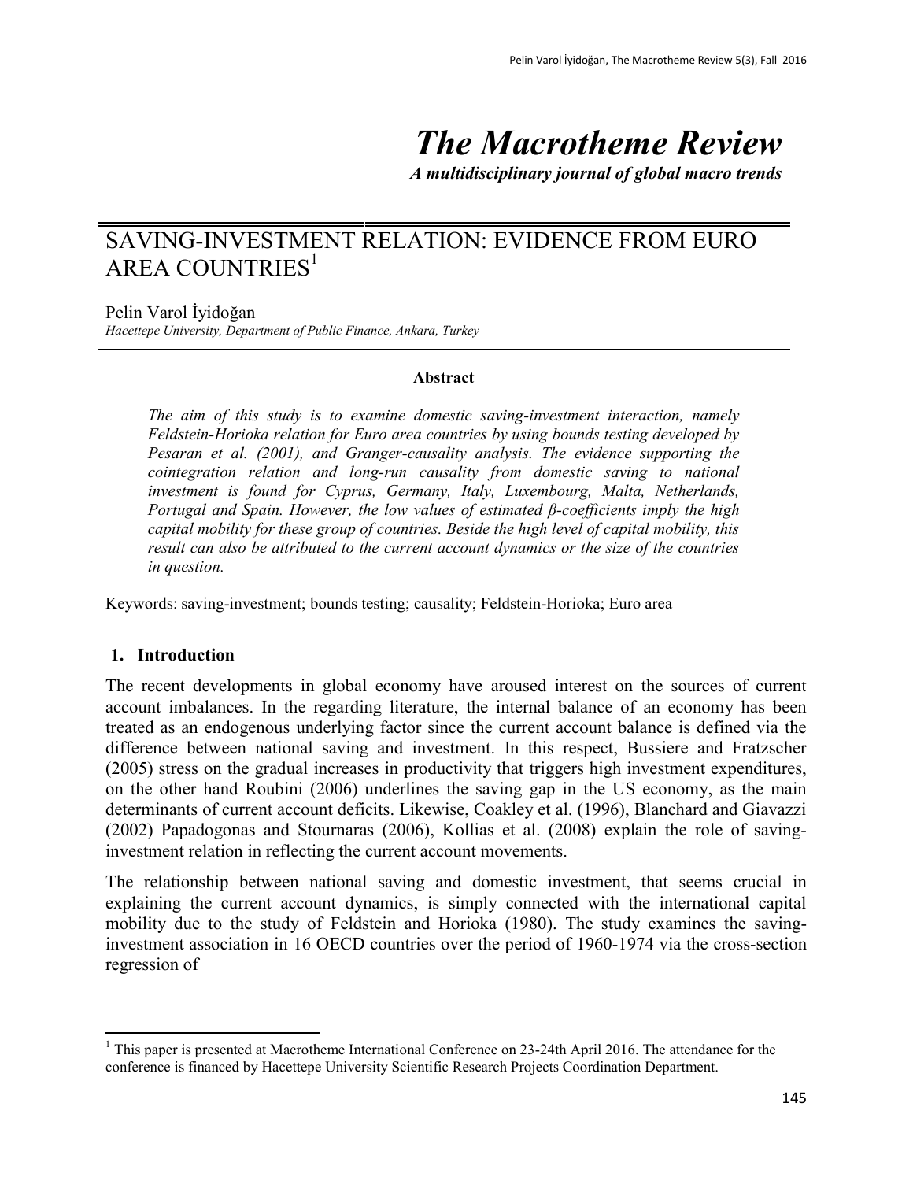# *The Macrotheme Review*

***A multidisciplinary journal of global macro trends***

## SAVING-INVESTMENT RELATION: EVIDENCE FROM EURO AREA COUNTRIES[1]

Pelin Varol İyidoğan

*Hacettepe University, Department of Public Finance, Ankara, Turkey*

**Abstract**

*The aim of this study is to examine domestic saving-investment interaction, namely Feldstein-Horioka relation for Euro area countries by using bounds testing developed by Pesaran et al. (2001), and Granger-causality analysis. The evidence supporting the cointegration relation and long-run causality from domestic saving to national investment is found for Cyprus, Germany, Italy, Luxembourg, Malta, Netherlands, Portugal and Spain. However, the low values of estimated β-coefficients imply the high capital mobility for these group of countries. Beside the high level of capital mobility, this result can also be attributed to the current account dynamics or the size of the countries in question.*

Keywords: saving-investment; bounds testing; causality; Feldstein-Horioka; Euro area

## 1. Introduction

The recent developments in global economy have aroused interest on the sources of current account imbalances. In the regarding literature, the internal balance of an economy has been treated as an endogenous underlying factor since the current account balance is defined via the difference between national saving and investment. In this respect, Bussiere and Fratzscher (2005) stress on the gradual increases in productivity that triggers high investment expenditures, on the other hand Roubini (2006) underlines the saving gap in the US economy, as the main determinants of current account deficits. Likewise, Coakley et al. (1996), Blanchard and Giavazzi (2002) Papadogonas and Stournaras (2006), Kollias et al. (2008) explain the role of saving-investment relation in reflecting the current account movements.

The relationship between national saving and domestic investment, that seems crucial in explaining the current account dynamics, is simply connected with the international capital mobility due to the study of Feldstein and Horioka (1980). The study examines the saving-investment association in 16 OECD countries over the period of 1960-1974 via the cross-section regression of

[1] This paper is presented at Macrotheme International Conference on 23-24th April 2016. The attendance for the conference is financed by Hacettepe University Scientific Research Projects Coordination Department.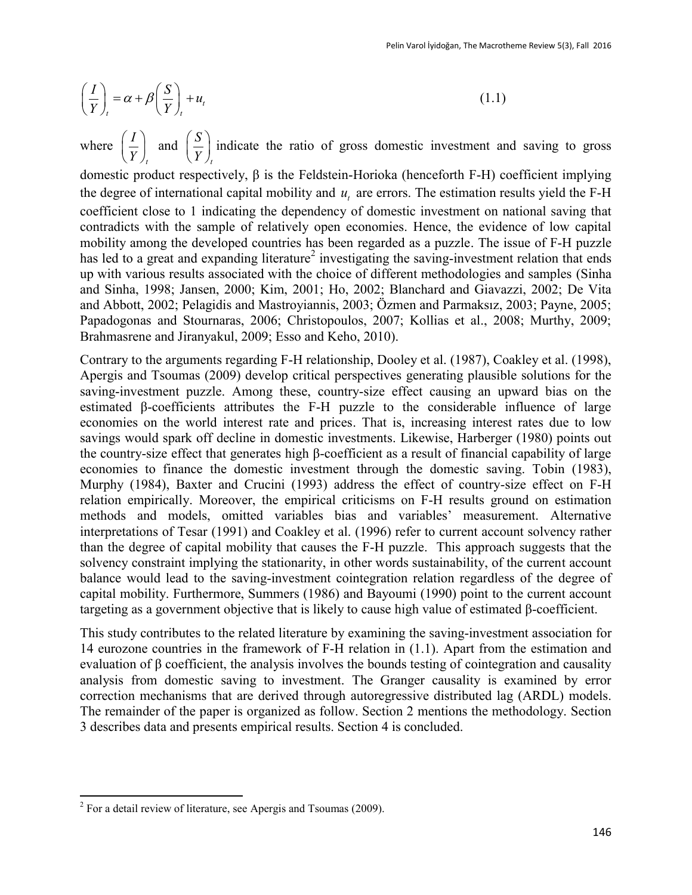$$\left(\frac{I}{Y}\right)_t = \alpha + \beta\left(\frac{S}{Y}\right)_t + u_t \tag{1.1}$$

where $\left(\frac{I}{Y}\right)_t$ and $\left(\frac{S}{Y}\right)_t$ indicate the ratio of gross domestic investment and saving to gross domestic product respectively, β is the Feldstein-Horioka (henceforth F-H) coefficient implying the degree of international capital mobility and $u_t$ are errors. The estimation results yield the F-H coefficient close to 1 indicating the dependency of domestic investment on national saving that contradicts with the sample of relatively open economies. Hence, the evidence of low capital mobility among the developed countries has been regarded as a puzzle. The issue of F-H puzzle has led to a great and expanding literature[2] investigating the saving-investment relation that ends up with various results associated with the choice of different methodologies and samples (Sinha and Sinha, 1998; Jansen, 2000; Kim, 2001; Ho, 2002; Blanchard and Giavazzi, 2002; De Vita and Abbott, 2002; Pelagidis and Mastroyiannis, 2003; Özmen and Parmaksız, 2003; Payne, 2005; Papadogonas and Stournaras, 2006; Christopoulos, 2007; Kollias et al., 2008; Murthy, 2009; Brahmasrene and Jiranyakul, 2009; Esso and Keho, 2010).

Contrary to the arguments regarding F-H relationship, Dooley et al. (1987), Coakley et al. (1998), Apergis and Tsoumas (2009) develop critical perspectives generating plausible solutions for the saving-investment puzzle. Among these, country-size effect causing an upward bias on the estimated β-coefficients attributes the F-H puzzle to the considerable influence of large economies on the world interest rate and prices. That is, increasing interest rates due to low savings would spark off decline in domestic investments. Likewise, Harberger (1980) points out the country-size effect that generates high β-coefficient as a result of financial capability of large economies to finance the domestic investment through the domestic saving. Tobin (1983), Murphy (1984), Baxter and Crucini (1993) address the effect of country-size effect on F-H relation empirically. Moreover, the empirical criticisms on F-H results ground on estimation methods and models, omitted variables bias and variables' measurement. Alternative interpretations of Tesar (1991) and Coakley et al. (1996) refer to current account solvency rather than the degree of capital mobility that causes the F-H puzzle. This approach suggests that the solvency constraint implying the stationarity, in other words sustainability, of the current account balance would lead to the saving-investment cointegration relation regardless of the degree of capital mobility. Furthermore, Summers (1986) and Bayoumi (1990) point to the current account targeting as a government objective that is likely to cause high value of estimated β-coefficient.

This study contributes to the related literature by examining the saving-investment association for 14 eurozone countries in the framework of F-H relation in (1.1). Apart from the estimation and evaluation of β coefficient, the analysis involves the bounds testing of cointegration and causality analysis from domestic saving to investment. The Granger causality is examined by error correction mechanisms that are derived through autoregressive distributed lag (ARDL) models. The remainder of the paper is organized as follow. Section 2 mentions the methodology. Section 3 describes data and presents empirical results. Section 4 is concluded.

[2] For a detail review of literature, see Apergis and Tsoumas (2009).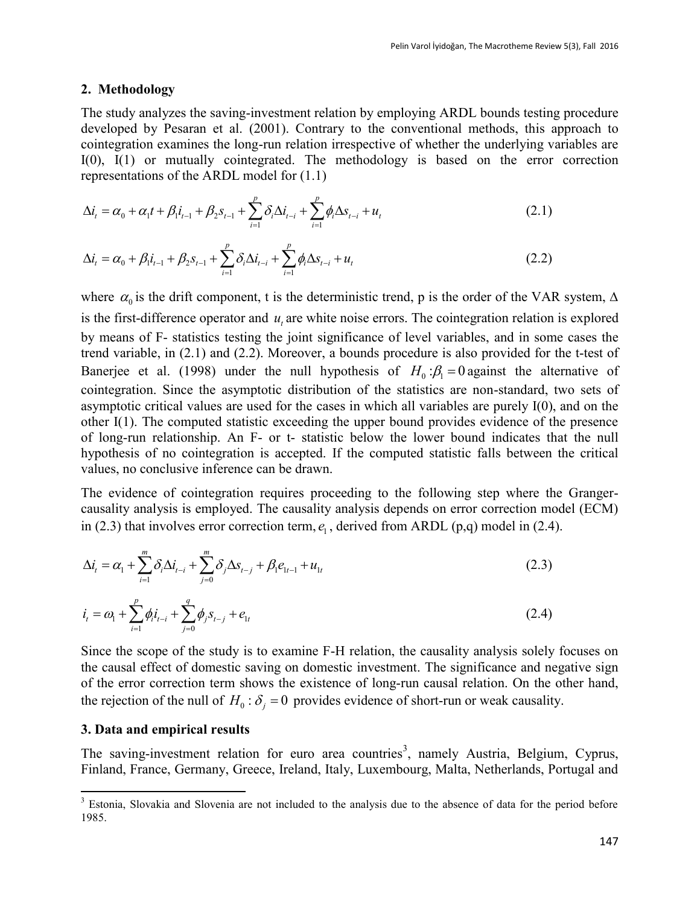## 2. Methodology

The study analyzes the saving-investment relation by employing ARDL bounds testing procedure developed by Pesaran et al. (2001). Contrary to the conventional methods, this approach to cointegration examines the long-run relation irrespective of whether the underlying variables are I(0), I(1) or mutually cointegrated. The methodology is based on the error correction representations of the ARDL model for (1.1)

$$\Delta i_t = \alpha_0 + \alpha_1 t + \beta_1 i_{t-1} + \beta_2 s_{t-1} + \sum_{i=1}^{p} \delta_i \Delta i_{t-i} + \sum_{i=1}^{p} \phi_i \Delta s_{t-i} + u_t \tag{2.1}$$

$$\Delta i_t = \alpha_0 + \beta_1 i_{t-1} + \beta_2 s_{t-1} + \sum_{i=1}^{p} \delta_i \Delta i_{t-i} + \sum_{i=1}^{p} \phi_i \Delta s_{t-i} + u_t \tag{2.2}$$

where $\alpha_0$ is the drift component, t is the deterministic trend, p is the order of the VAR system, $\Delta$ is the first-difference operator and $u_t$ are white noise errors. The cointegration relation is explored by means of F- statistics testing the joint significance of level variables, and in some cases the trend variable, in (2.1) and (2.2). Moreover, a bounds procedure is also provided for the t-test of Banerjee et al. (1998) under the null hypothesis of $H_0 : \beta_1 = 0$ against the alternative of cointegration. Since the asymptotic distribution of the statistics are non-standard, two sets of asymptotic critical values are used for the cases in which all variables are purely I(0), and on the other I(1). The computed statistic exceeding the upper bound provides evidence of the presence of long-run relationship. An F- or t- statistic below the lower bound indicates that the null hypothesis of no cointegration is accepted. If the computed statistic falls between the critical values, no conclusive inference can be drawn.

The evidence of cointegration requires proceeding to the following step where the Granger-causality analysis is employed. The causality analysis depends on error correction model (ECM) in (2.3) that involves error correction term, $e_1$, derived from ARDL (p,q) model in (2.4).

$$\Delta i_t = \alpha_1 + \sum_{i=1}^{m} \delta_i \Delta i_{t-i} + \sum_{j=0}^{m} \delta_j \Delta s_{t-j} + \beta_1 e_{1t-1} + u_{1t} \tag{2.3}$$

$$i_t = \omega_1 + \sum_{i=1}^{p} \phi_i i_{t-i} + \sum_{j=0}^{q} \phi_j s_{t-j} + e_{1t} \tag{2.4}$$

Since the scope of the study is to examine F-H relation, the causality analysis solely focuses on the causal effect of domestic saving on domestic investment. The significance and negative sign of the error correction term shows the existence of long-run causal relation. On the other hand, the rejection of the null of $H_0 : \delta_j = 0$ provides evidence of short-run or weak causality.

## 3. Data and empirical results

The saving-investment relation for euro area countries[3], namely Austria, Belgium, Cyprus, Finland, France, Germany, Greece, Ireland, Italy, Luxembourg, Malta, Netherlands, Portugal and

[3] Estonia, Slovakia and Slovenia are not included to the analysis due to the absence of data for the period before 1985.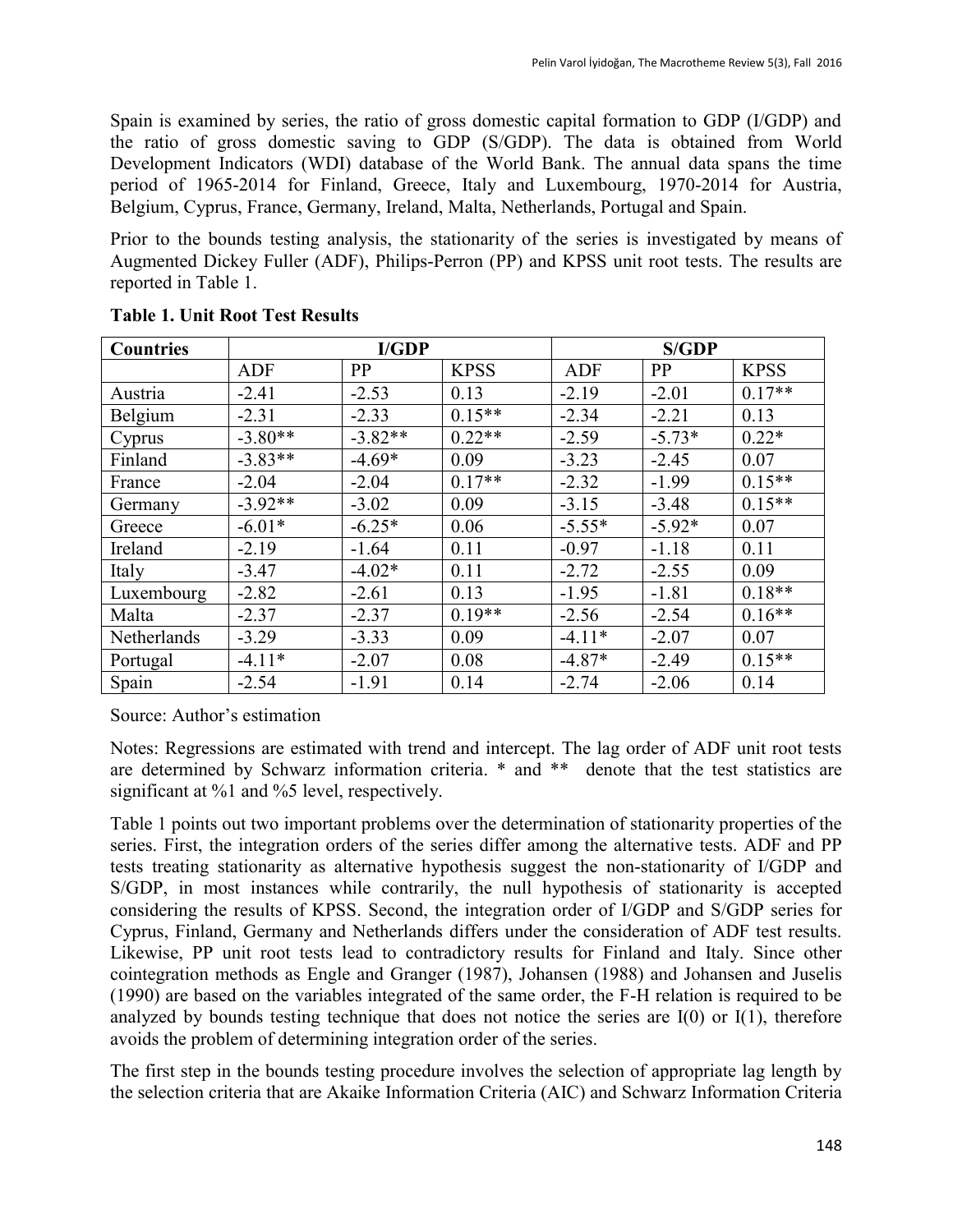Spain is examined by series, the ratio of gross domestic capital formation to GDP (I/GDP) and the ratio of gross domestic saving to GDP (S/GDP). The data is obtained from World Development Indicators (WDI) database of the World Bank. The annual data spans the time period of 1965-2014 for Finland, Greece, Italy and Luxembourg, 1970-2014 for Austria, Belgium, Cyprus, France, Germany, Ireland, Malta, Netherlands, Portugal and Spain.

Prior to the bounds testing analysis, the stationarity of the series is investigated by means of Augmented Dickey Fuller (ADF), Philips-Perron (PP) and KPSS unit root tests. The results are reported in Table 1.

**Table 1. Unit Root Test Results**

| Countries | I/GDP | | | S/GDP | | |
|---|---|---|---|---|---|---|
| | ADF | PP | KPSS | ADF | PP | KPSS |
| Austria | -2.41 | -2.53 | 0.13 | -2.19 | -2.01 | 0.17** |
| Belgium | -2.31 | -2.33 | 0.15** | -2.34 | -2.21 | 0.13 |
| Cyprus | -3.80** | -3.82** | 0.22** | -2.59 | -5.73* | 0.22* |
| Finland | -3.83** | -4.69* | 0.09 | -3.23 | -2.45 | 0.07 |
| France | -2.04 | -2.04 | 0.17** | -2.32 | -1.99 | 0.15** |
| Germany | -3.92** | -3.02 | 0.09 | -3.15 | -3.48 | 0.15** |
| Greece | -6.01* | -6.25* | 0.06 | -5.55* | -5.92* | 0.07 |
| Ireland | -2.19 | -1.64 | 0.11 | -0.97 | -1.18 | 0.11 |
| Italy | -3.47 | -4.02* | 0.11 | -2.72 | -2.55 | 0.09 |
| Luxembourg | -2.82 | -2.61 | 0.13 | -1.95 | -1.81 | 0.18** |
| Malta | -2.37 | -2.37 | 0.19** | -2.56 | -2.54 | 0.16** |
| Netherlands | -3.29 | -3.33 | 0.09 | -4.11* | -2.07 | 0.07 |
| Portugal | -4.11* | -2.07 | 0.08 | -4.87* | -2.49 | 0.15** |
| Spain | -2.54 | -1.91 | 0.14 | -2.74 | -2.06 | 0.14 |

Source: Author's estimation

Notes: Regressions are estimated with trend and intercept. The lag order of ADF unit root tests are determined by Schwarz information criteria. * and ** denote that the test statistics are significant at %1 and %5 level, respectively.

Table 1 points out two important problems over the determination of stationarity properties of the series. First, the integration orders of the series differ among the alternative tests. ADF and PP tests treating stationarity as alternative hypothesis suggest the non-stationarity of I/GDP and S/GDP, in most instances while contrarily, the null hypothesis of stationarity is accepted considering the results of KPSS. Second, the integration order of I/GDP and S/GDP series for Cyprus, Finland, Germany and Netherlands differs under the consideration of ADF test results. Likewise, PP unit root tests lead to contradictory results for Finland and Italy. Since other cointegration methods as Engle and Granger (1987), Johansen (1988) and Johansen and Juselis (1990) are based on the variables integrated of the same order, the F-H relation is required to be analyzed by bounds testing technique that does not notice the series are I(0) or I(1), therefore avoids the problem of determining integration order of the series.

The first step in the bounds testing procedure involves the selection of appropriate lag length by the selection criteria that are Akaike Information Criteria (AIC) and Schwarz Information Criteria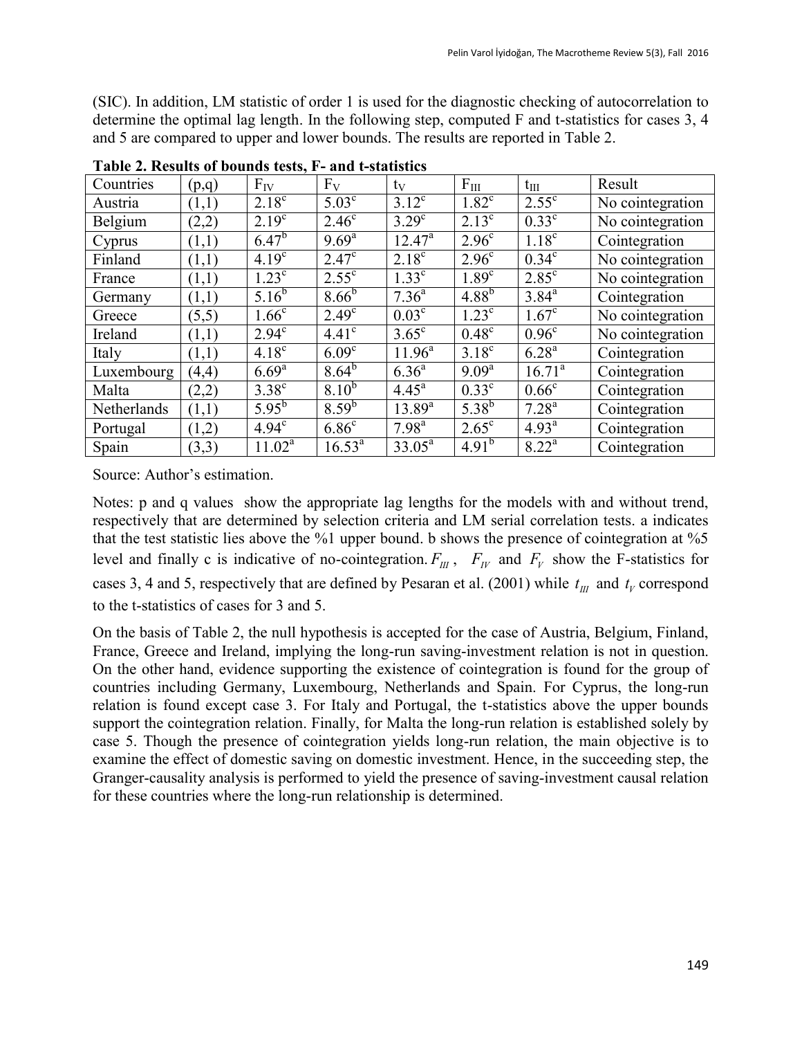(SIC). In addition, LM statistic of order 1 is used for the diagnostic checking of autocorrelation to determine the optimal lag length. In the following step, computed F and t-statistics for cases 3, 4 and 5 are compared to upper and lower bounds. The results are reported in Table 2.

**Table 2. Results of bounds tests, F- and t-statistics**

| Countries | (p,q) | $F_{IV}$ | $F_{V}$ | $t_{V}$ | $F_{III}$ | $t_{III}$ | Result |
|---|---|---|---|---|---|---|---|
| Austria | (1,1) | $2.18^{c}$ | $5.03^{c}$ | $3.12^{c}$ | $1.82^{c}$ | $2.55^{c}$ | No cointegration |
| Belgium | (2,2) | $2.19^{c}$ | $2.46^{c}$ | $3.29^{c}$ | $2.13^{c}$ | $0.33^{c}$ | No cointegration |
| Cyprus | (1,1) | $6.47^{b}$ | $9.69^{a}$ | $12.47^{a}$ | $2.96^{c}$ | $1.18^{c}$ | Cointegration |
| Finland | (1,1) | $4.19^{c}$ | $2.47^{c}$ | $2.18^{c}$ | $2.96^{c}$ | $0.34^{c}$ | No cointegration |
| France | (1,1) | $1.23^{c}$ | $2.55^{c}$ | $1.33^{c}$ | $1.89^{c}$ | $2.85^{c}$ | No cointegration |
| Germany | (1,1) | $5.16^{b}$ | $8.66^{b}$ | $7.36^{a}$ | $4.88^{b}$ | $3.84^{a}$ | Cointegration |
| Greece | (5,5) | $1.66^{c}$ | $2.49^{c}$ | $0.03^{c}$ | $1.23^{c}$ | $1.67^{c}$ | No cointegration |
| Ireland | (1,1) | $2.94^{c}$ | $4.41^{c}$ | $3.65^{c}$ | $0.48^{c}$ | $0.96^{c}$ | No cointegration |
| Italy | (1,1) | $4.18^{c}$ | $6.09^{c}$ | $11.96^{a}$ | $3.18^{c}$ | $6.28^{a}$ | Cointegration |
| Luxembourg | (4,4) | $6.69^{a}$ | $8.64^{b}$ | $6.36^{a}$ | $9.09^{a}$ | $16.71^{a}$ | Cointegration |
| Malta | (2,2) | $3.38^{c}$ | $8.10^{b}$ | $4.45^{a}$ | $0.33^{c}$ | $0.66^{c}$ | Cointegration |
| Netherlands | (1,1) | $5.95^{b}$ | $8.59^{b}$ | $13.89^{a}$ | $5.38^{b}$ | $7.28^{a}$ | Cointegration |
| Portugal | (1,2) | $4.94^{c}$ | $6.86^{c}$ | $7.98^{a}$ | $2.65^{c}$ | $4.93^{a}$ | Cointegration |
| Spain | (3,3) | $11.02^{a}$ | $16.53^{a}$ | $33.05^{a}$ | $4.91^{b}$ | $8.22^{a}$ | Cointegration |

Source: Author's estimation.

Notes: p and q values show the appropriate lag lengths for the models with and without trend, respectively that are determined by selection criteria and LM serial correlation tests. a indicates that the test statistic lies above the %1 upper bound. b shows the presence of cointegration at %5 level and finally c is indicative of no-cointegration. $F_{III}$, $F_{IV}$ and $F_{V}$ show the F-statistics for cases 3, 4 and 5, respectively that are defined by Pesaran et al. (2001) while $t_{III}$ and $t_{V}$ correspond to the t-statistics of cases for 3 and 5.

On the basis of Table 2, the null hypothesis is accepted for the case of Austria, Belgium, Finland, France, Greece and Ireland, implying the long-run saving-investment relation is not in question. On the other hand, evidence supporting the existence of cointegration is found for the group of countries including Germany, Luxembourg, Netherlands and Spain. For Cyprus, the long-run relation is found except case 3. For Italy and Portugal, the t-statistics above the upper bounds support the cointegration relation. Finally, for Malta the long-run relation is established solely by case 5. Though the presence of cointegration yields long-run relation, the main objective is to examine the effect of domestic saving on domestic investment. Hence, in the succeeding step, the Granger-causality analysis is performed to yield the presence of saving-investment causal relation for these countries where the long-run relationship is determined.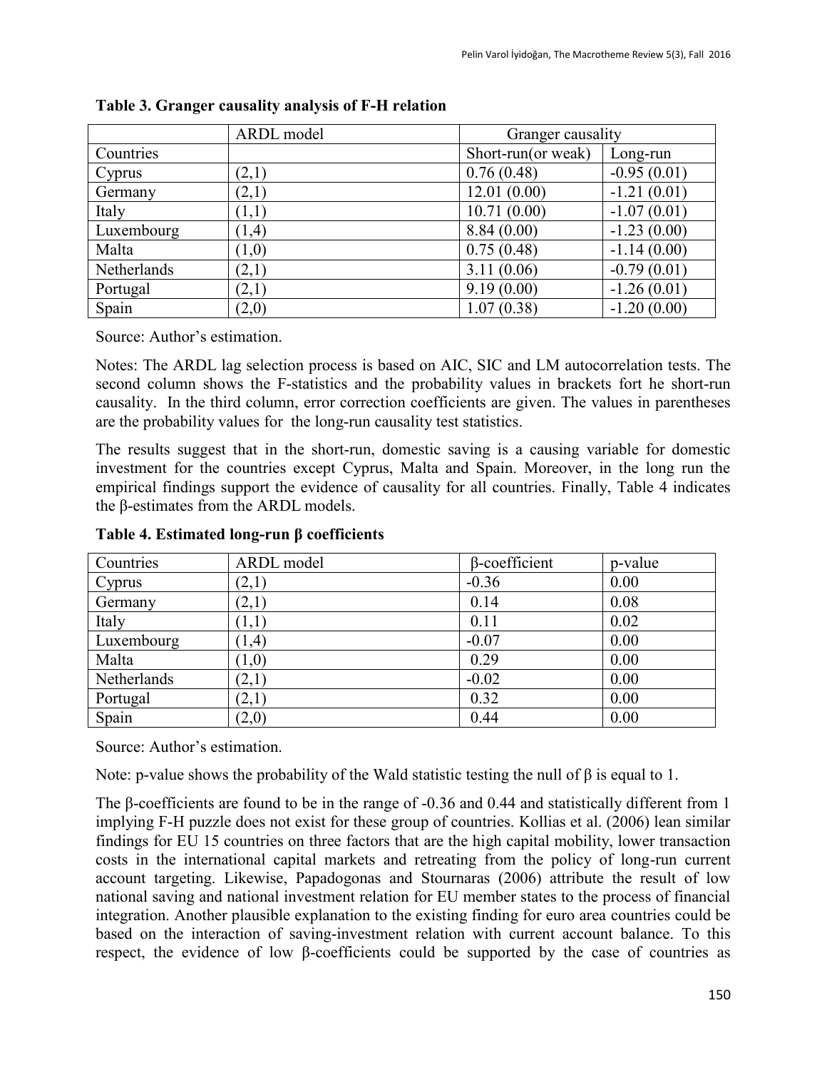**Table 3. Granger causality analysis of F-H relation**

| | ARDL model | Granger causality | |
|---|---|---|---|
| Countries | | Short-run(or weak) | Long-run |
| Cyprus | (2,1) | 0.76 (0.48) | -0.95 (0.01) |
| Germany | (2,1) | 12.01 (0.00) | -1.21 (0.01) |
| Italy | (1,1) | 10.71 (0.00) | -1.07 (0.01) |
| Luxembourg | (1,4) | 8.84 (0.00) | -1.23 (0.00) |
| Malta | (1,0) | 0.75 (0.48) | -1.14 (0.00) |
| Netherlands | (2,1) | 3.11 (0.06) | -0.79 (0.01) |
| Portugal | (2,1) | 9.19 (0.00) | -1.26 (0.01) |
| Spain | (2,0) | 1.07 (0.38) | -1.20 (0.00) |

Source: Author's estimation.

Notes: The ARDL lag selection process is based on AIC, SIC and LM autocorrelation tests. The second column shows the F-statistics and the probability values in brackets fort he short-run causality. In the third column, error correction coefficients are given. The values in parentheses are the probability values for the long-run causality test statistics.

The results suggest that in the short-run, domestic saving is a causing variable for domestic investment for the countries except Cyprus, Malta and Spain. Moreover, in the long run the empirical findings support the evidence of causality for all countries. Finally, Table 4 indicates the β-estimates from the ARDL models.

**Table 4. Estimated long-run β coefficients**

| Countries | ARDL model | β-coefficient | p-value |
|---|---|---|---|
| Cyprus | (2,1) | -0.36 | 0.00 |
| Germany | (2,1) | 0.14 | 0.08 |
| Italy | (1,1) | 0.11 | 0.02 |
| Luxembourg | (1,4) | -0.07 | 0.00 |
| Malta | (1,0) | 0.29 | 0.00 |
| Netherlands | (2,1) | -0.02 | 0.00 |
| Portugal | (2,1) | 0.32 | 0.00 |
| Spain | (2,0) | 0.44 | 0.00 |

Source: Author's estimation.

Note: p-value shows the probability of the Wald statistic testing the null of β is equal to 1.

The β-coefficients are found to be in the range of -0.36 and 0.44 and statistically different from 1 implying F-H puzzle does not exist for these group of countries. Kollias et al. (2006) lean similar findings for EU 15 countries on three factors that are the high capital mobility, lower transaction costs in the international capital markets and retreating from the policy of long-run current account targeting. Likewise, Papadogonas and Stournaras (2006) attribute the result of low national saving and national investment relation for EU member states to the process of financial integration. Another plausible explanation to the existing finding for euro area countries could be based on the interaction of saving-investment relation with current account balance. To this respect, the evidence of low β-coefficients could be supported by the case of countries as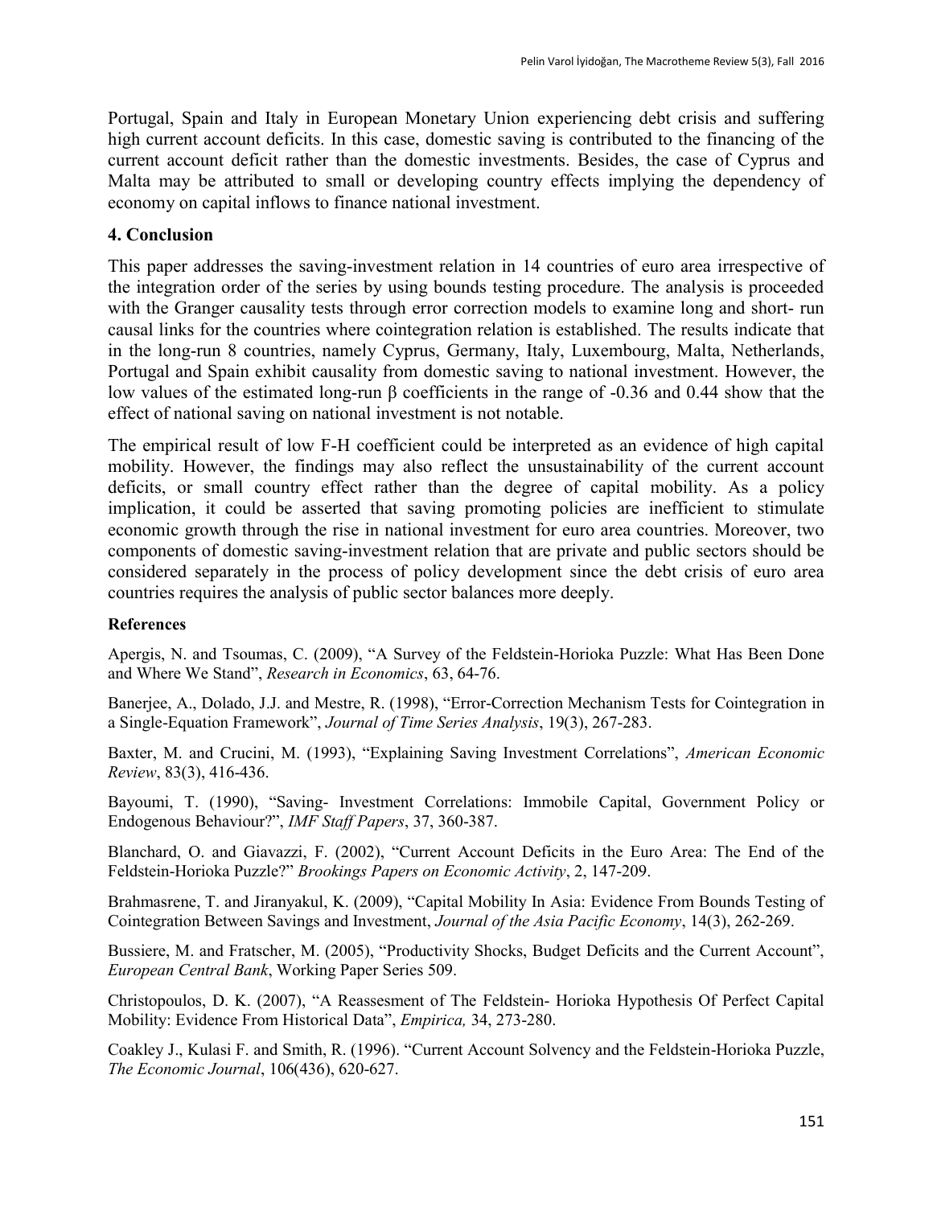Portugal, Spain and Italy in European Monetary Union experiencing debt crisis and suffering high current account deficits. In this case, domestic saving is contributed to the financing of the current account deficit rather than the domestic investments. Besides, the case of Cyprus and Malta may be attributed to small or developing country effects implying the dependency of economy on capital inflows to finance national investment.

## 4. Conclusion

This paper addresses the saving-investment relation in 14 countries of euro area irrespective of the integration order of the series by using bounds testing procedure. The analysis is proceeded with the Granger causality tests through error correction models to examine long and short- run causal links for the countries where cointegration relation is established. The results indicate that in the long-run 8 countries, namely Cyprus, Germany, Italy, Luxembourg, Malta, Netherlands, Portugal and Spain exhibit causality from domestic saving to national investment. However, the low values of the estimated long-run $\beta$ coefficients in the range of -0.36 and 0.44 show that the effect of national saving on national investment is not notable.

The empirical result of low F-H coefficient could be interpreted as an evidence of high capital mobility. However, the findings may also reflect the unsustainability of the current account deficits, or small country effect rather than the degree of capital mobility. As a policy implication, it could be asserted that saving promoting policies are inefficient to stimulate economic growth through the rise in national investment for euro area countries. Moreover, two components of domestic saving-investment relation that are private and public sectors should be considered separately in the process of policy development since the debt crisis of euro area countries requires the analysis of public sector balances more deeply.

### References

Apergis, N. and Tsoumas, C. (2009), "A Survey of the Feldstein-Horioka Puzzle: What Has Been Done and Where We Stand", *Research in Economics*, 63, 64-76.

Banerjee, A., Dolado, J.J. and Mestre, R. (1998), "Error-Correction Mechanism Tests for Cointegration in a Single-Equation Framework", *Journal of Time Series Analysis*, 19(3), 267-283.

Baxter, M. and Crucini, M. (1993), "Explaining Saving Investment Correlations", *American Economic Review*, 83(3), 416-436.

Bayoumi, T. (1990), "Saving- Investment Correlations: Immobile Capital, Government Policy or Endogenous Behaviour?", *IMF Staff Papers*, 37, 360-387.

Blanchard, O. and Giavazzi, F. (2002), "Current Account Deficits in the Euro Area: The End of the Feldstein-Horioka Puzzle?" *Brookings Papers on Economic Activity*, 2, 147-209.

Brahmasrene, T. and Jiranyakul, K. (2009), "Capital Mobility In Asia: Evidence From Bounds Testing of Cointegration Between Savings and Investment, *Journal of the Asia Pacific Economy*, 14(3), 262-269.

Bussiere, M. and Fratscher, M. (2005), "Productivity Shocks, Budget Deficits and the Current Account", *European Central Bank*, Working Paper Series 509.

Christopoulos, D. K. (2007), "A Reassesment of The Feldstein- Horioka Hypothesis Of Perfect Capital Mobility: Evidence From Historical Data", *Empirica,* 34, 273-280.

Coakley J., Kulasi F. and Smith, R. (1996). "Current Account Solvency and the Feldstein-Horioka Puzzle, *The Economic Journal*, 106(436), 620-627.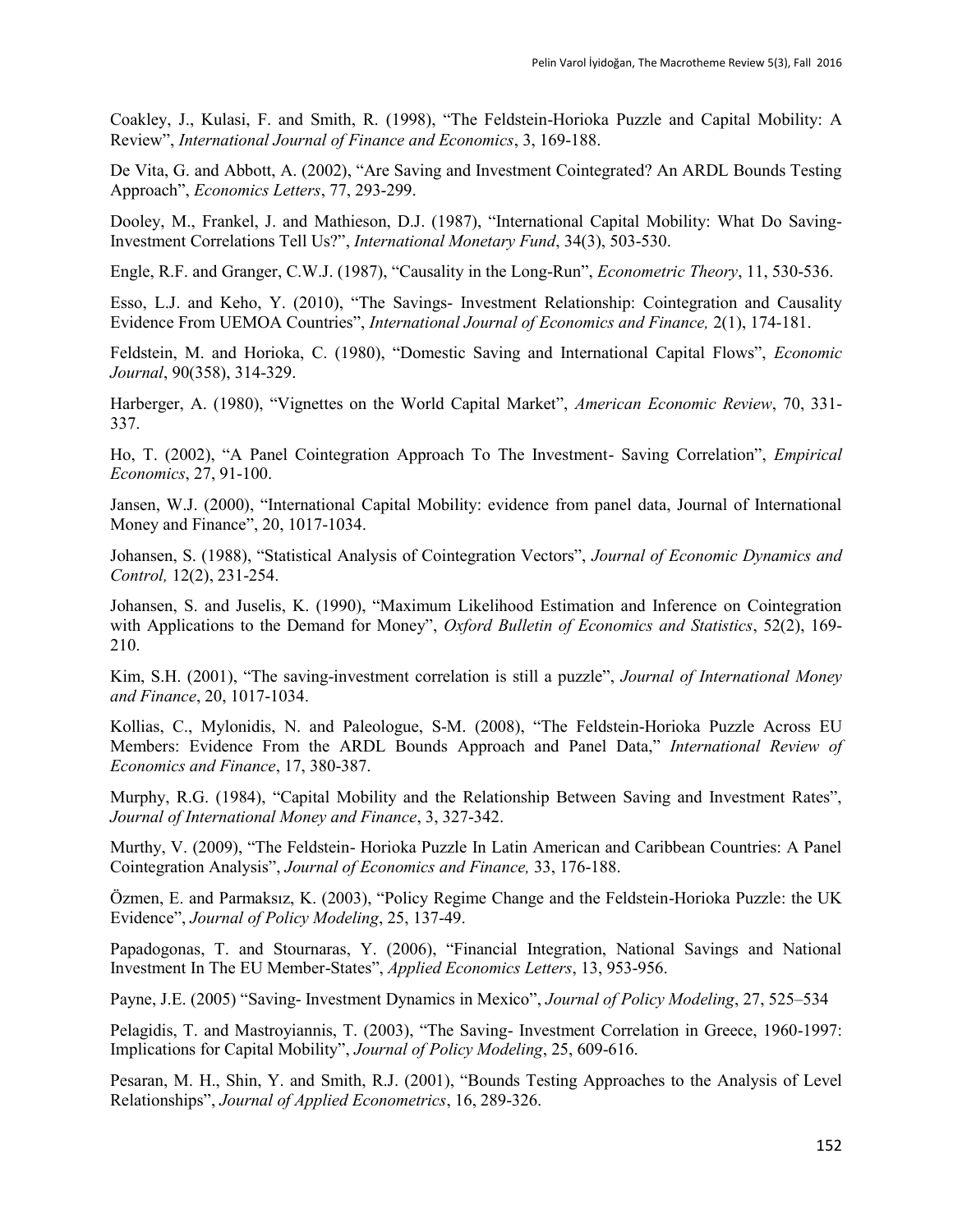Coakley, J., Kulasi, F. and Smith, R. (1998), "The Feldstein-Horioka Puzzle and Capital Mobility: A Review", *International Journal of Finance and Economics*, 3, 169-188.

De Vita, G. and Abbott, A. (2002), "Are Saving and Investment Cointegrated? An ARDL Bounds Testing Approach", *Economics Letters*, 77, 293-299.

Dooley, M., Frankel, J. and Mathieson, D.J. (1987), "International Capital Mobility: What Do Saving-Investment Correlations Tell Us?", *International Monetary Fund*, 34(3), 503-530.

Engle, R.F. and Granger, C.W.J. (1987), "Causality in the Long-Run", *Econometric Theory*, 11, 530-536.

Esso, L.J. and Keho, Y. (2010), "The Savings- Investment Relationship: Cointegration and Causality Evidence From UEMOA Countries", *International Journal of Economics and Finance,* 2(1), 174-181.

Feldstein, M. and Horioka, C. (1980), "Domestic Saving and International Capital Flows", *Economic Journal*, 90(358), 314-329.

Harberger, A. (1980), "Vignettes on the World Capital Market", *American Economic Review*, 70, 331-337.

Ho, T. (2002), "A Panel Cointegration Approach To The Investment- Saving Correlation", *Empirical Economics*, 27, 91-100.

Jansen, W.J. (2000), "International Capital Mobility: evidence from panel data, Journal of International Money and Finance", 20, 1017-1034.

Johansen, S. (1988), "Statistical Analysis of Cointegration Vectors", *Journal of Economic Dynamics and Control,* 12(2), 231-254.

Johansen, S. and Juselis, K. (1990), "Maximum Likelihood Estimation and Inference on Cointegration with Applications to the Demand for Money", *Oxford Bulletin of Economics and Statistics*, 52(2), 169-210.

Kim, S.H. (2001), "The saving-investment correlation is still a puzzle", *Journal of International Money and Finance*, 20, 1017-1034.

Kollias, C., Mylonidis, N. and Paleologue, S-M. (2008), "The Feldstein-Horioka Puzzle Across EU Members: Evidence From the ARDL Bounds Approach and Panel Data," *International Review of Economics and Finance*, 17, 380-387.

Murphy, R.G. (1984), "Capital Mobility and the Relationship Between Saving and Investment Rates", *Journal of International Money and Finance*, 3, 327-342.

Murthy, V. (2009), "The Feldstein- Horioka Puzzle In Latin American and Caribbean Countries: A Panel Cointegration Analysis", *Journal of Economics and Finance,* 33, 176-188.

Özmen, E. and Parmaksız, K. (2003), "Policy Regime Change and the Feldstein-Horioka Puzzle: the UK Evidence", *Journal of Policy Modeling*, 25, 137-49.

Papadogonas, T. and Stournaras, Y. (2006), "Financial Integration, National Savings and National Investment In The EU Member-States", *Applied Economics Letters*, 13, 953-956.

Payne, J.E. (2005) "Saving- Investment Dynamics in Mexico", *Journal of Policy Modeling*, 27, 525–534

Pelagidis, T. and Mastroyiannis, T. (2003), "The Saving- Investment Correlation in Greece, 1960-1997: Implications for Capital Mobility", *Journal of Policy Modeling*, 25, 609-616.

Pesaran, M. H., Shin, Y. and Smith, R.J. (2001), "Bounds Testing Approaches to the Analysis of Level Relationships", *Journal of Applied Econometrics*, 16, 289-326.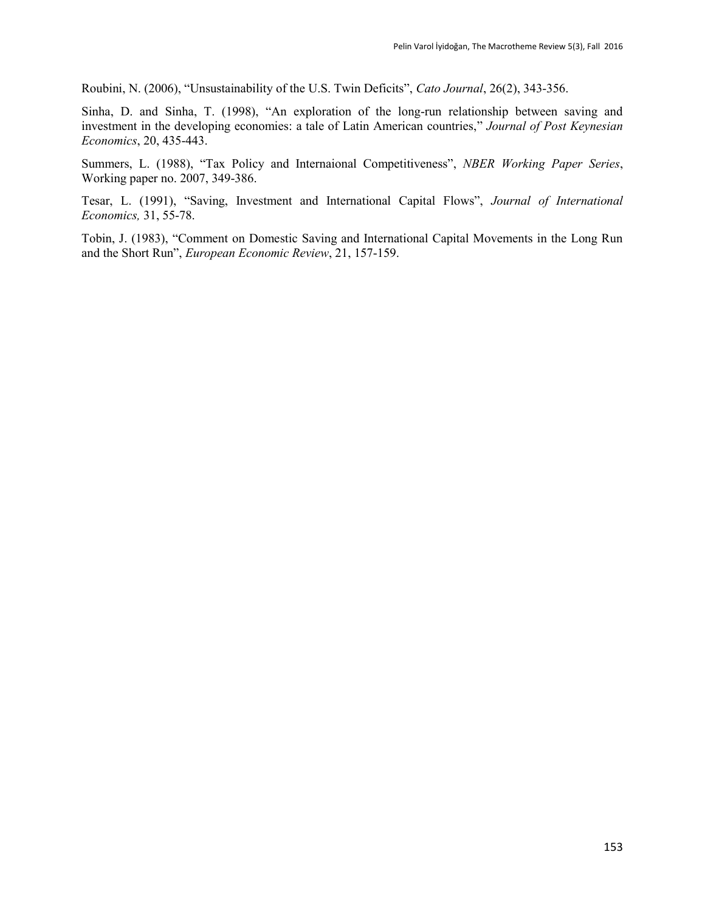Roubini, N. (2006), "Unsustainability of the U.S. Twin Deficits", *Cato Journal*, 26(2), 343-356.

Sinha, D. and Sinha, T. (1998), "An exploration of the long-run relationship between saving and investment in the developing economies: a tale of Latin American countries," *Journal of Post Keynesian Economics*, 20, 435-443.

Summers, L. (1988), "Tax Policy and Internaional Competitiveness", *NBER Working Paper Series*, Working paper no. 2007, 349-386.

Tesar, L. (1991), "Saving, Investment and International Capital Flows", *Journal of International Economics,* 31, 55-78.

Tobin, J. (1983), "Comment on Domestic Saving and International Capital Movements in the Long Run and the Short Run", *European Economic Review*, 21, 157-159.